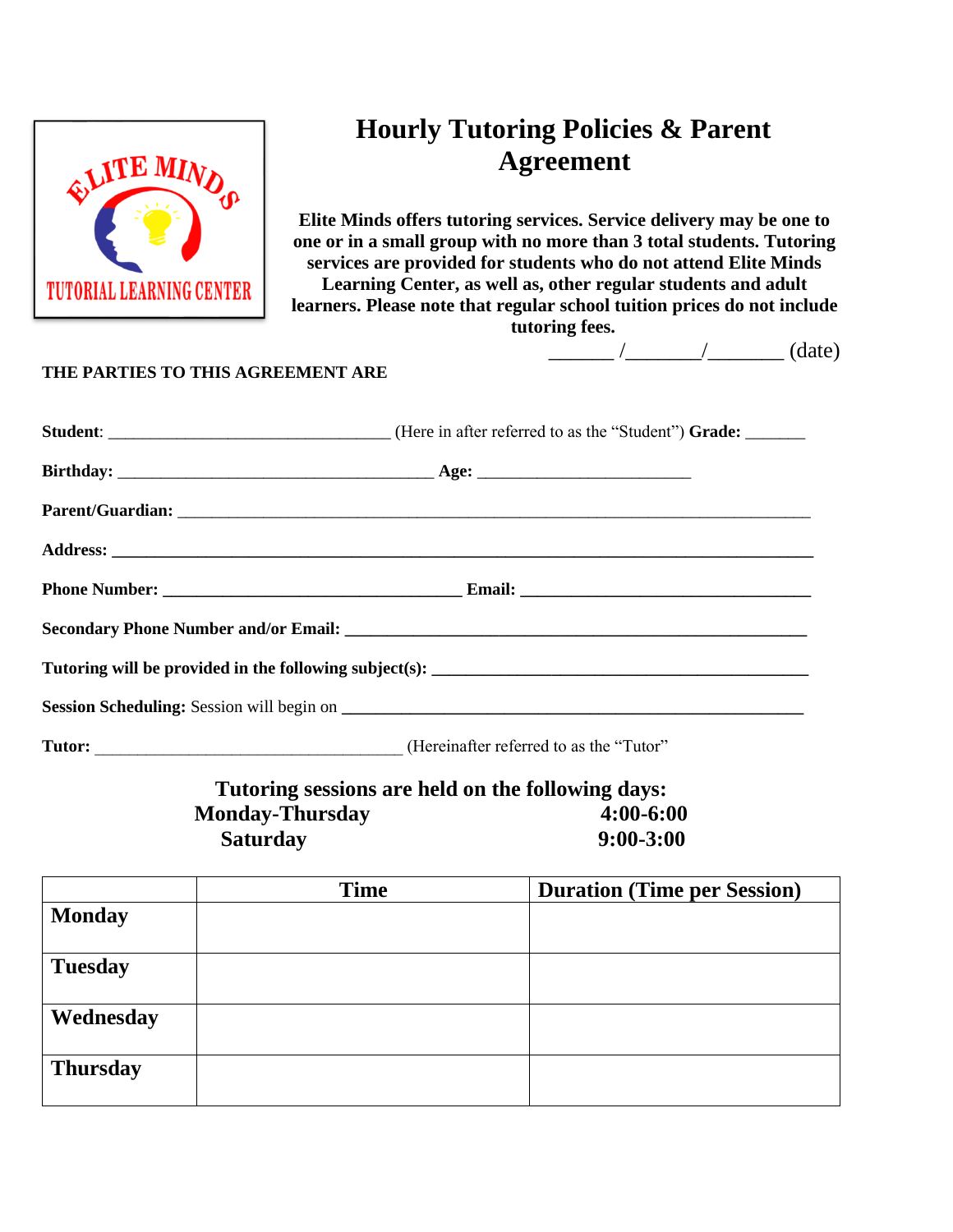ELITE MINDS
TUTORIAL LEARNING CENTER

# Hourly Tutoring Policies & Parent Agreement

**Elite Minds offers tutoring services. Service delivery may be one to one or in a small group with no more than 3 total students. Tutoring services are provided for students who do not attend Elite Minds Learning Center, as well as, other regular students and adult learners. Please note that regular school tuition prices do not include tutoring fees.**

______ /_______/_______ (date)

**THE PARTIES TO THIS AGREEMENT ARE**

**Student**: ________________________________ (Here in after referred to as the "Student") **Grade:** _______

**Birthday:** ____________________________________ **Age:** ________________________

**Parent/Guardian:** ________________________________________________________________________

**Address:** ______________________________________________________________________________

**Phone Number:** __________________________________ **Email:** _________________________________

**Secondary Phone Number and/or Email:** ____________________________________________________

**Tutoring will be provided in the following subject(s):** ____________________________________________

**Session Scheduling:** Session will begin on ____________________________________________________

**Tutor:** ___________________________________ (Hereinafter referred to as the "Tutor"

**Tutoring sessions are held on the following days:**

**Monday-Thursday** **4:00-6:00**

**Saturday** **9:00-3:00**

| | Time | Duration (Time per Session) |
|---|---|---|
| **Monday** | | |
| **Tuesday** | | |
| **Wednesday** | | |
| **Thursday** | | |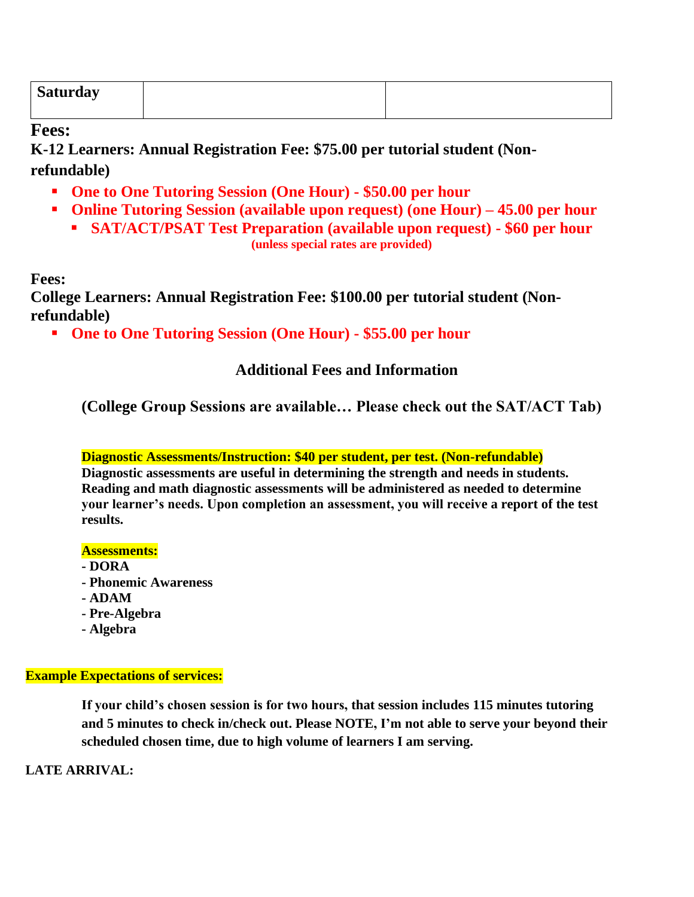| Saturday | | |
|---|---|---|

**Fees:**

**K-12 Learners: Annual Registration Fee: $75.00 per tutorial student (Non-refundable)**

- **One to One Tutoring Session (One Hour) - $50.00 per hour**
- **Online Tutoring Session (available upon request) (one Hour) – 45.00 per hour**
  - **SAT/ACT/PSAT Test Preparation (available upon request) - $60 per hour** **(unless special rates are provided)**

**Fees:**

**College Learners: Annual Registration Fee: $100.00 per tutorial student (Non-refundable)**

- **One to One Tutoring Session (One Hour) - $55.00 per hour**

## Additional Fees and Information

**(College Group Sessions are available… Please check out the SAT/ACT Tab)**

**Diagnostic Assessments/Instruction: $40 per student, per test. (Non-refundable)**
**Diagnostic assessments are useful in determining the strength and needs in students. Reading and math diagnostic assessments will be administered as needed to determine your learner's needs. Upon completion an assessment, you will receive a report of the test results.**

**Assessments:**

**- DORA**
**- Phonemic Awareness**
**- ADAM**
**- Pre-Algebra**
**- Algebra**

**Example Expectations of services:**

**If your child's chosen session is for two hours, that session includes 115 minutes tutoring and 5 minutes to check in/check out. Please NOTE, I'm not able to serve your beyond their scheduled chosen time, due to high volume of learners I am serving.**

**LATE ARRIVAL:**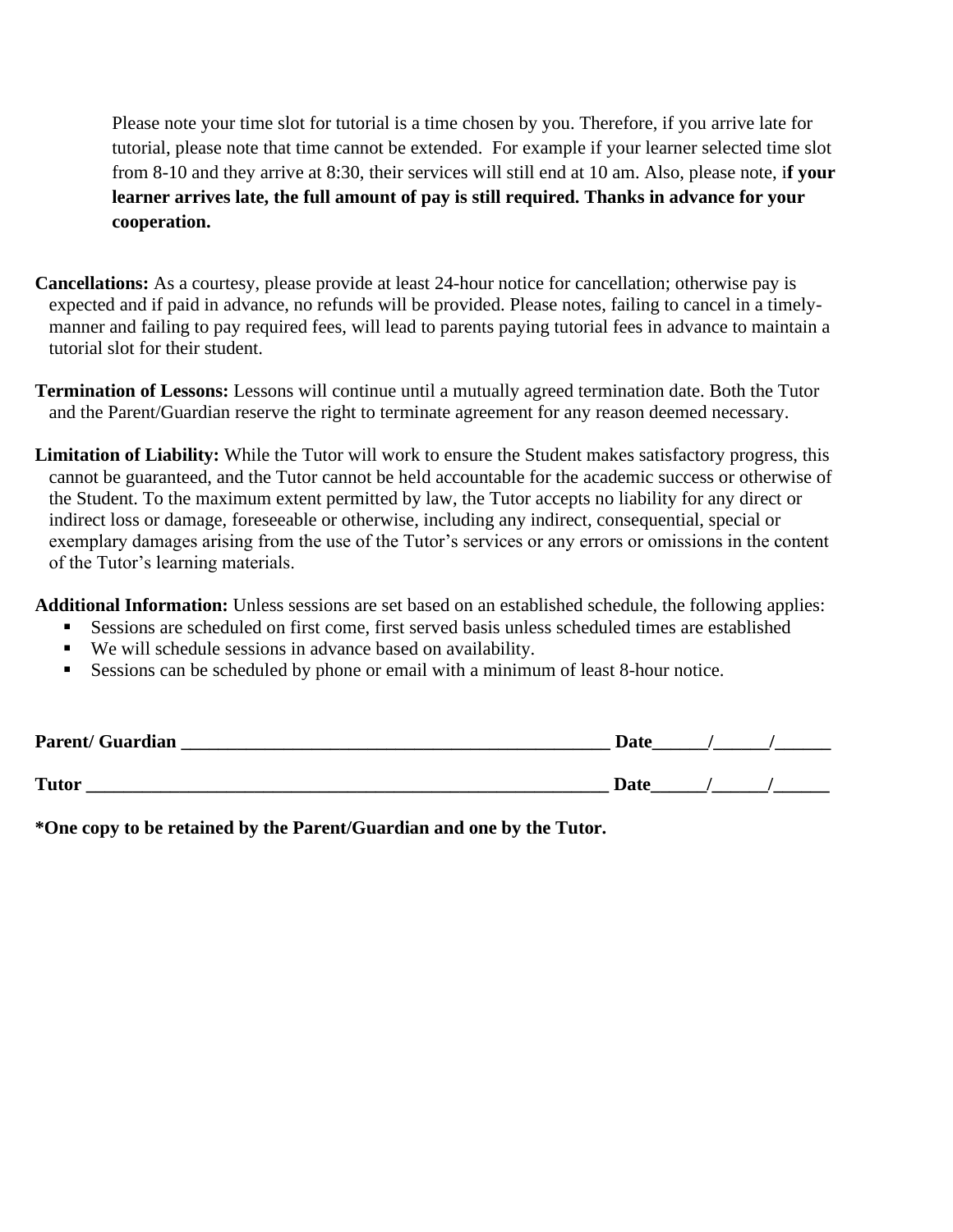Please note your time slot for tutorial is a time chosen by you. Therefore, if you arrive late for tutorial, please note that time cannot be extended. For example if your learner selected time slot from 8-10 and they arrive at 8:30, their services will still end at 10 am. Also, please note, i**f your learner arrives late, the full amount of pay is still required. Thanks in advance for your cooperation.**

**Cancellations:** As a courtesy, please provide at least 24-hour notice for cancellation; otherwise pay is expected and if paid in advance, no refunds will be provided. Please notes, failing to cancel in a timely-manner and failing to pay required fees, will lead to parents paying tutorial fees in advance to maintain a tutorial slot for their student.

**Termination of Lessons:** Lessons will continue until a mutually agreed termination date. Both the Tutor and the Parent/Guardian reserve the right to terminate agreement for any reason deemed necessary.

**Limitation of Liability:** While the Tutor will work to ensure the Student makes satisfactory progress, this cannot be guaranteed, and the Tutor cannot be held accountable for the academic success or otherwise of the Student. To the maximum extent permitted by law, the Tutor accepts no liability for any direct or indirect loss or damage, foreseeable or otherwise, including any indirect, consequential, special or exemplary damages arising from the use of the Tutor's services or any errors or omissions in the content of the Tutor's learning materials.

**Additional Information:** Unless sessions are set based on an established schedule, the following applies:

- Sessions are scheduled on first come, first served basis unless scheduled times are established
- We will schedule sessions in advance based on availability.
- Sessions can be scheduled by phone or email with a minimum of least 8-hour notice.

**Parent/ Guardian ______________________________________________ Date______/______/______**

**Tutor ______________________________________________________ Date______/______/______**

**\*One copy to be retained by the Parent/Guardian and one by the Tutor.**